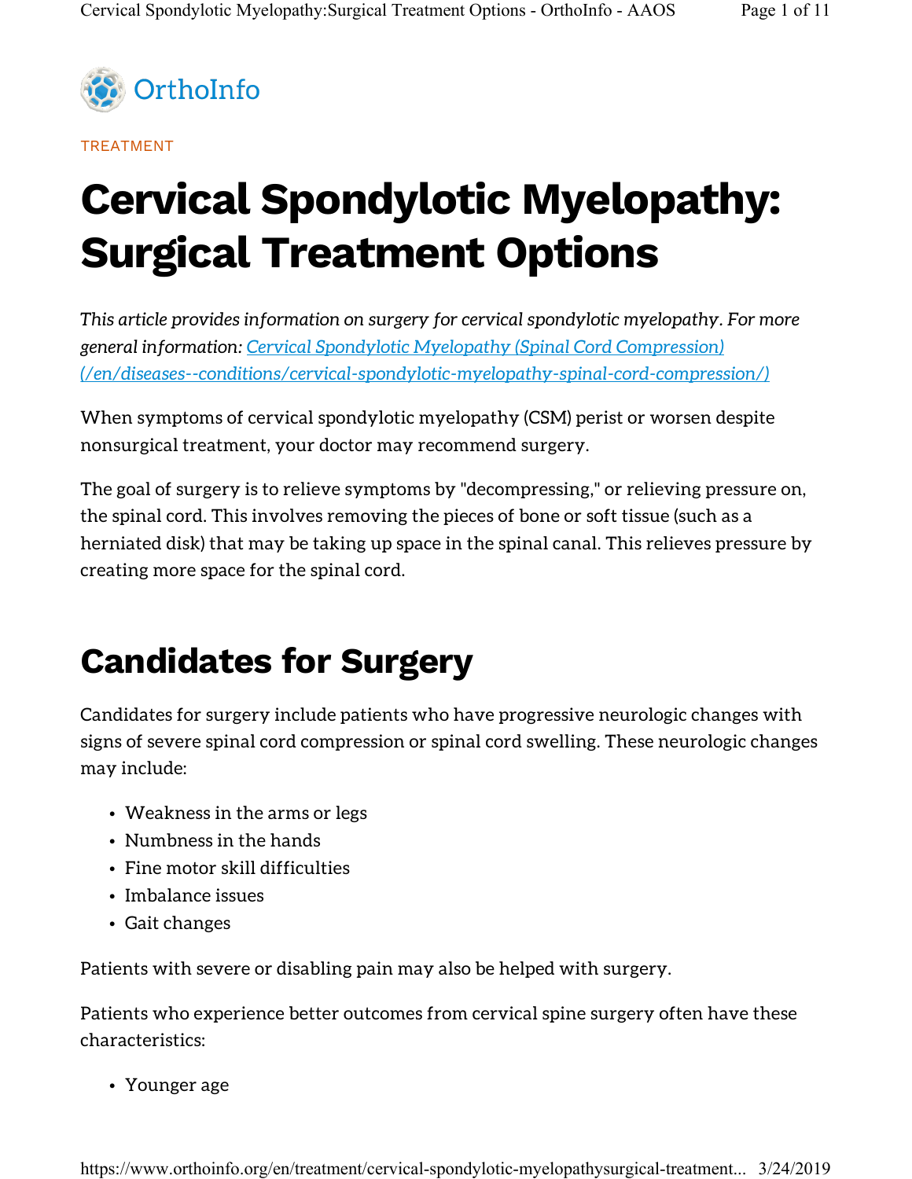OrthoInfo

TREATMENT

# Cervical Spondylotic Myelopathy: Surgical Treatment Options

*This article provides information on surgery for cervical spondylotic myelopathy. For more general information: [Cervical Spondylotic Myelopathy (Spinal Cord Compression) (/en/diseases--conditions/cervical-spondylotic-myelopathy-spinal-cord-compression/)](/en/diseases--conditions/cervical-spondylotic-myelopathy-spinal-cord-compression/)*

When symptoms of cervical spondylotic myelopathy (CSM) perist or worsen despite nonsurgical treatment, your doctor may recommend surgery.

The goal of surgery is to relieve symptoms by "decompressing," or relieving pressure on, the spinal cord. This involves removing the pieces of bone or soft tissue (such as a herniated disk) that may be taking up space in the spinal canal. This relieves pressure by creating more space for the spinal cord.

## Candidates for Surgery

Candidates for surgery include patients who have progressive neurologic changes with signs of severe spinal cord compression or spinal cord swelling. These neurologic changes may include:

- Weakness in the arms or legs
- Numbness in the hands
- Fine motor skill difficulties
- Imbalance issues
- Gait changes

Patients with severe or disabling pain may also be helped with surgery.

Patients who experience better outcomes from cervical spine surgery often have these characteristics:

- Younger age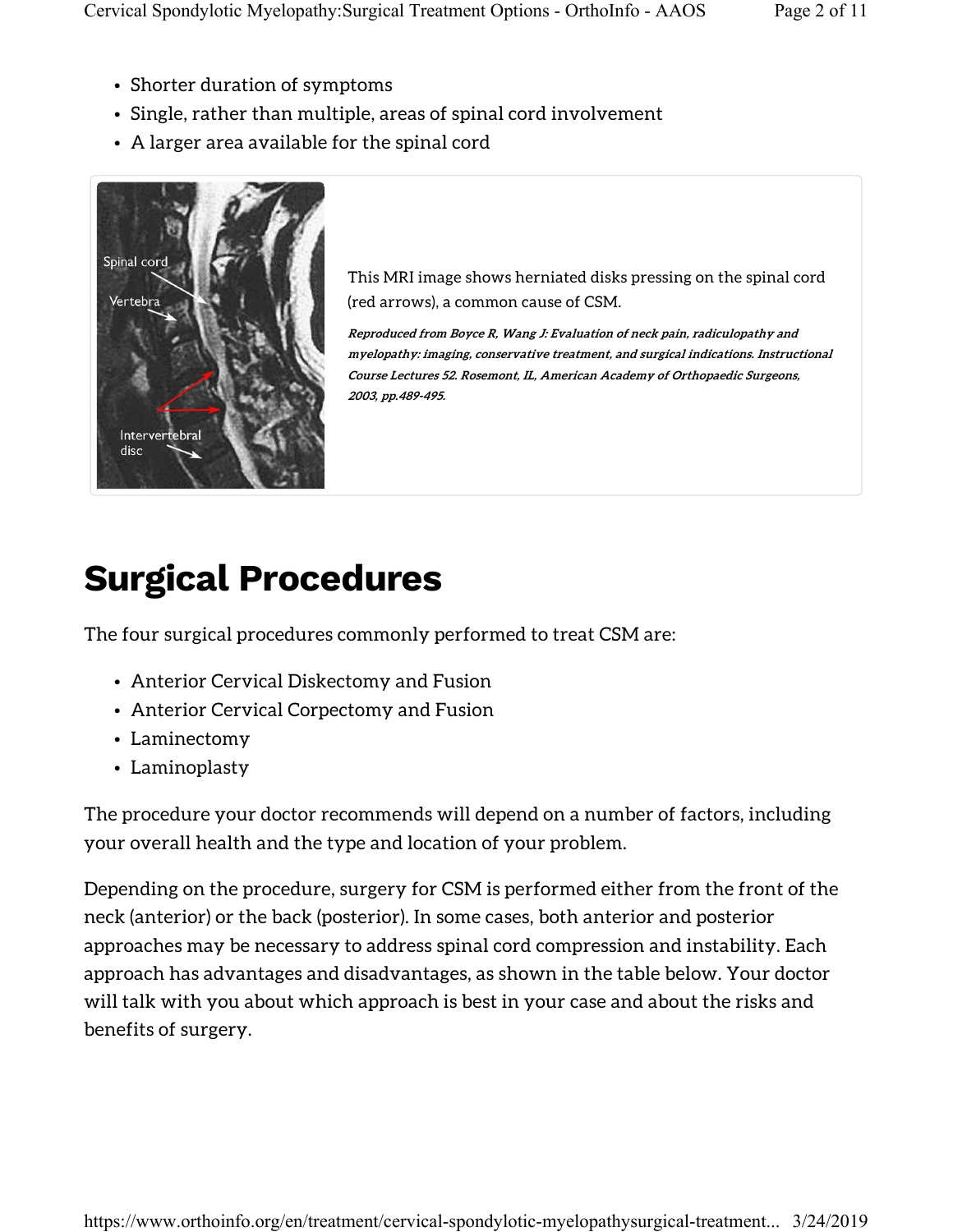- Shorter duration of symptoms
- Single, rather than multiple, areas of spinal cord involvement
- A larger area available for the spinal cord

This MRI image shows herniated disks pressing on the spinal cord (red arrows), a common cause of CSM.

***Reproduced from Boyce R, Wang J: Evaluation of neck pain, radiculopathy and myelopathy: imaging, conservative treatment, and surgical indications. Instructional Course Lectures 52. Rosemont, IL, American Academy of Orthopaedic Surgeons, 2003, pp.489-495.***

# Surgical Procedures

The four surgical procedures commonly performed to treat CSM are:

- Anterior Cervical Diskectomy and Fusion
- Anterior Cervical Corpectomy and Fusion
- Laminectomy
- Laminoplasty

The procedure your doctor recommends will depend on a number of factors, including your overall health and the type and location of your problem.

Depending on the procedure, surgery for CSM is performed either from the front of the neck (anterior) or the back (posterior). In some cases, both anterior and posterior approaches may be necessary to address spinal cord compression and instability. Each approach has advantages and disadvantages, as shown in the table below. Your doctor will talk with you about which approach is best in your case and about the risks and benefits of surgery.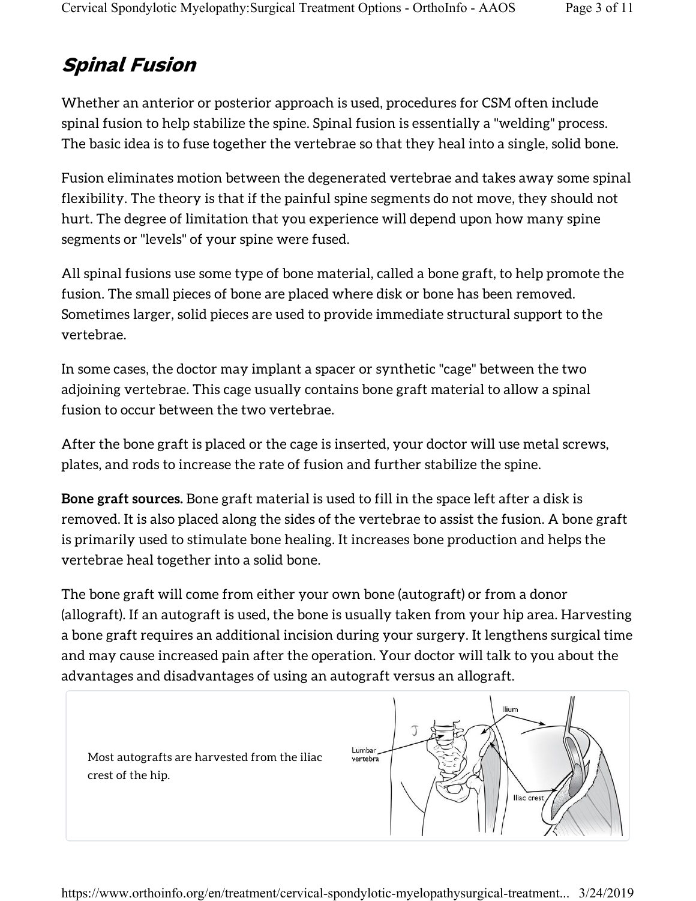## ***Spinal Fusion***

Whether an anterior or posterior approach is used, procedures for CSM often include spinal fusion to help stabilize the spine. Spinal fusion is essentially a "welding" process. The basic idea is to fuse together the vertebrae so that they heal into a single, solid bone.

Fusion eliminates motion between the degenerated vertebrae and takes away some spinal flexibility. The theory is that if the painful spine segments do not move, they should not hurt. The degree of limitation that you experience will depend upon how many spine segments or "levels" of your spine were fused.

All spinal fusions use some type of bone material, called a bone graft, to help promote the fusion. The small pieces of bone are placed where disk or bone has been removed. Sometimes larger, solid pieces are used to provide immediate structural support to the vertebrae.

In some cases, the doctor may implant a spacer or synthetic "cage" between the two adjoining vertebrae. This cage usually contains bone graft material to allow a spinal fusion to occur between the two vertebrae.

After the bone graft is placed or the cage is inserted, your doctor will use metal screws, plates, and rods to increase the rate of fusion and further stabilize the spine.

**Bone graft sources.** Bone graft material is used to fill in the space left after a disk is removed. It is also placed along the sides of the vertebrae to assist the fusion. A bone graft is primarily used to stimulate bone healing. It increases bone production and helps the vertebrae heal together into a solid bone.

The bone graft will come from either your own bone (autograft) or from a donor (allograft). If an autograft is used, the bone is usually taken from your hip area. Harvesting a bone graft requires an additional incision during your surgery. It lengthens surgical time and may cause increased pain after the operation. Your doctor will talk to you about the advantages and disadvantages of using an autograft versus an allograft.

Most autografts are harvested from the iliac crest of the hip.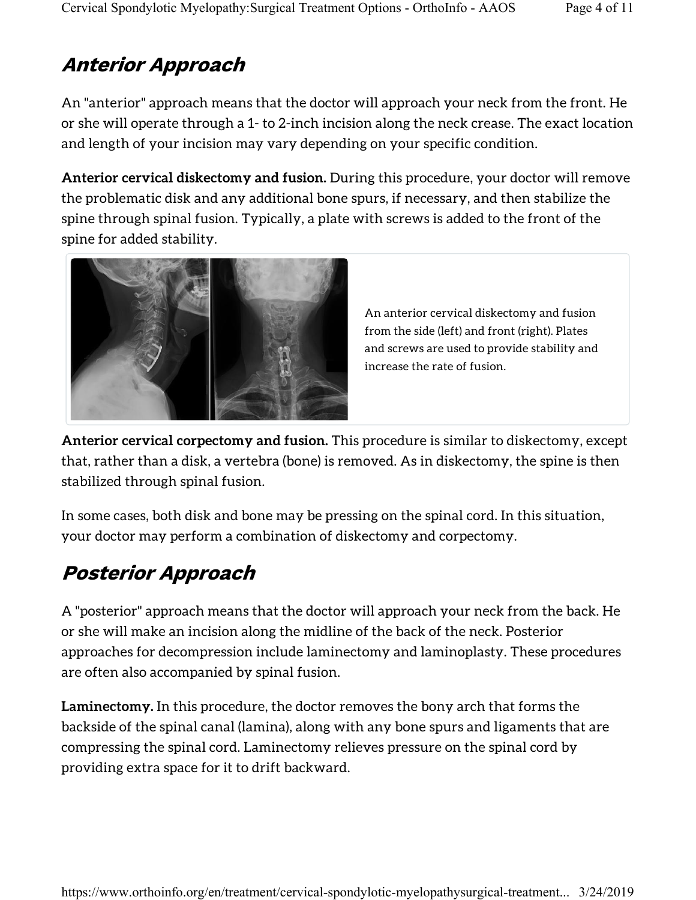## Anterior Approach

An "anterior" approach means that the doctor will approach your neck from the front. He or she will operate through a 1- to 2-inch incision along the neck crease. The exact location and length of your incision may vary depending on your specific condition.

**Anterior cervical diskectomy and fusion.** During this procedure, your doctor will remove the problematic disk and any additional bone spurs, if necessary, and then stabilize the spine through spinal fusion. Typically, a plate with screws is added to the front of the spine for added stability.

An anterior cervical diskectomy and fusion from the side (left) and front (right). Plates and screws are used to provide stability and increase the rate of fusion.

**Anterior cervical corpectomy and fusion.** This procedure is similar to diskectomy, except that, rather than a disk, a vertebra (bone) is removed. As in diskectomy, the spine is then stabilized through spinal fusion.

In some cases, both disk and bone may be pressing on the spinal cord. In this situation, your doctor may perform a combination of diskectomy and corpectomy.

## Posterior Approach

A "posterior" approach means that the doctor will approach your neck from the back. He or she will make an incision along the midline of the back of the neck. Posterior approaches for decompression include laminectomy and laminoplasty. These procedures are often also accompanied by spinal fusion.

**Laminectomy.** In this procedure, the doctor removes the bony arch that forms the backside of the spinal canal (lamina), along with any bone spurs and ligaments that are compressing the spinal cord. Laminectomy relieves pressure on the spinal cord by providing extra space for it to drift backward.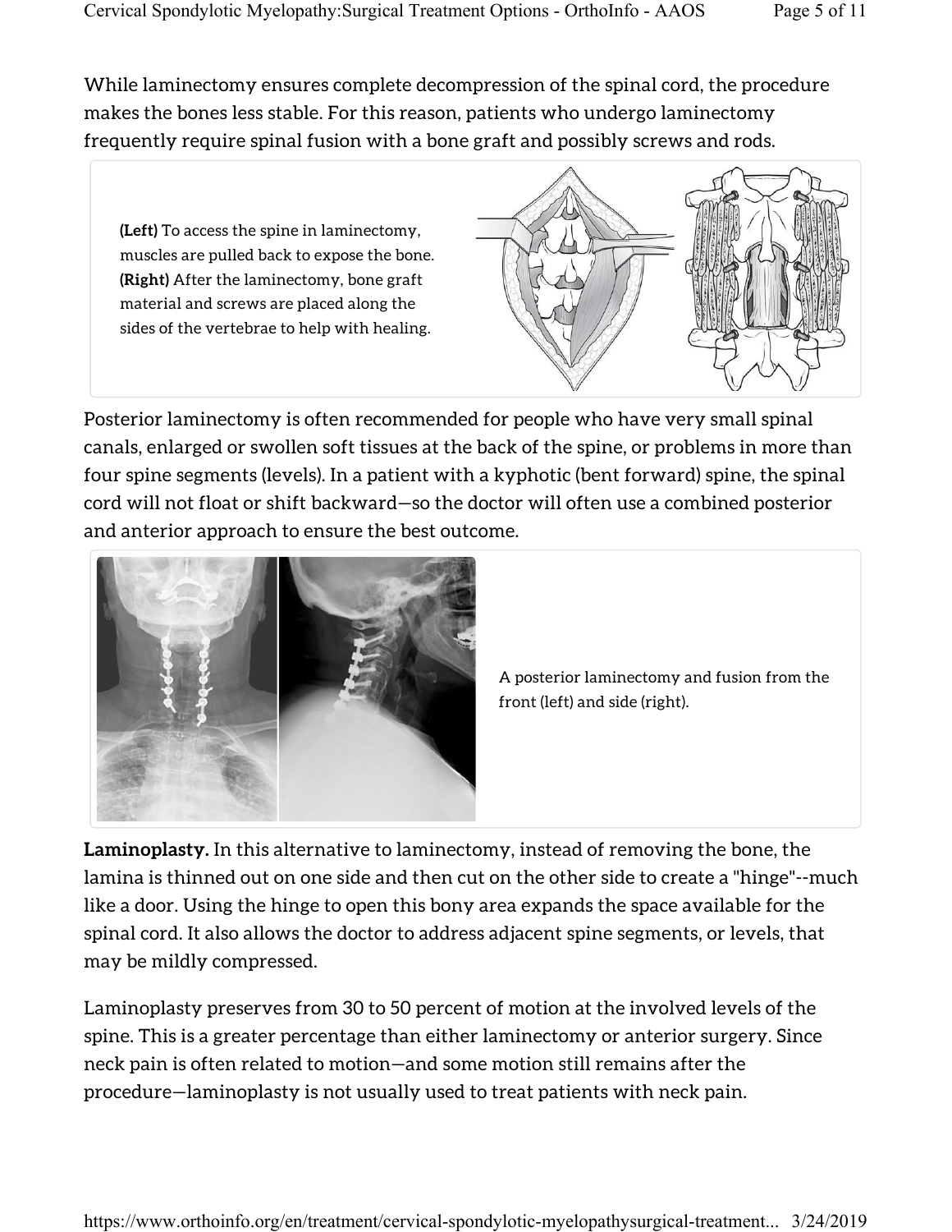While laminectomy ensures complete decompression of the spinal cord, the procedure makes the bones less stable. For this reason, patients who undergo laminectomy frequently require spinal fusion with a bone graft and possibly screws and rods.

**(Left)** To access the spine in laminectomy, muscles are pulled back to expose the bone. **(Right)** After the laminectomy, bone graft material and screws are placed along the sides of the vertebrae to help with healing.

Posterior laminectomy is often recommended for people who have very small spinal canals, enlarged or swollen soft tissues at the back of the spine, or problems in more than four spine segments (levels). In a patient with a kyphotic (bent forward) spine, the spinal cord will not float or shift backward—so the doctor will often use a combined posterior and anterior approach to ensure the best outcome.

A posterior laminectomy and fusion from the front (left) and side (right).

**Laminoplasty.** In this alternative to laminectomy, instead of removing the bone, the lamina is thinned out on one side and then cut on the other side to create a "hinge"--much like a door. Using the hinge to open this bony area expands the space available for the spinal cord. It also allows the doctor to address adjacent spine segments, or levels, that may be mildly compressed.

Laminoplasty preserves from 30 to 50 percent of motion at the involved levels of the spine. This is a greater percentage than either laminectomy or anterior surgery. Since neck pain is often related to motion—and some motion still remains after the procedure—laminoplasty is not usually used to treat patients with neck pain.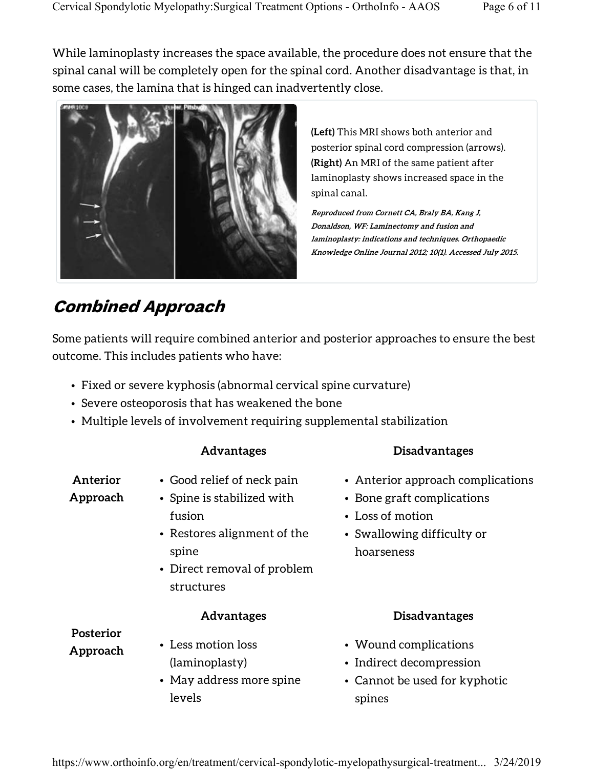While laminoplasty increases the space available, the procedure does not ensure that the spinal canal will be completely open for the spinal cord. Another disadvantage is that, in some cases, the lamina that is hinged can inadvertently close.

**(Left)** This MRI shows both anterior and posterior spinal cord compression (arrows). **(Right)** An MRI of the same patient after laminoplasty shows increased space in the spinal canal.

***Reproduced from Cornett CA, Braly BA, Kang J, Donaldson, WF: Laminectomy and fusion and laminoplasty: indications and techniques. Orthopaedic Knowledge Online Journal 2012; 10(1). Accessed July 2015.***

## *Combined Approach*

Some patients will require combined anterior and posterior approaches to ensure the best outcome. This includes patients who have:

- Fixed or severe kyphosis (abnormal cervical spine curvature)
- Severe osteoporosis that has weakened the bone
- Multiple levels of involvement requiring supplemental stabilization

| | Advantages | Disadvantages |
|---|---|---|
| **Anterior Approach** | • Good relief of neck pain<br>• Spine is stabilized with fusion<br>• Restores alignment of the spine<br>• Direct removal of problem structures | • Anterior approach complications<br>• Bone graft complications<br>• Loss of motion<br>• Swallowing difficulty or hoarseness |
| | **Advantages** | **Disadvantages** |
| **Posterior Approach** | • Less motion loss (laminoplasty)<br>• May address more spine levels | • Wound complications<br>• Indirect decompression<br>• Cannot be used for kyphotic spines |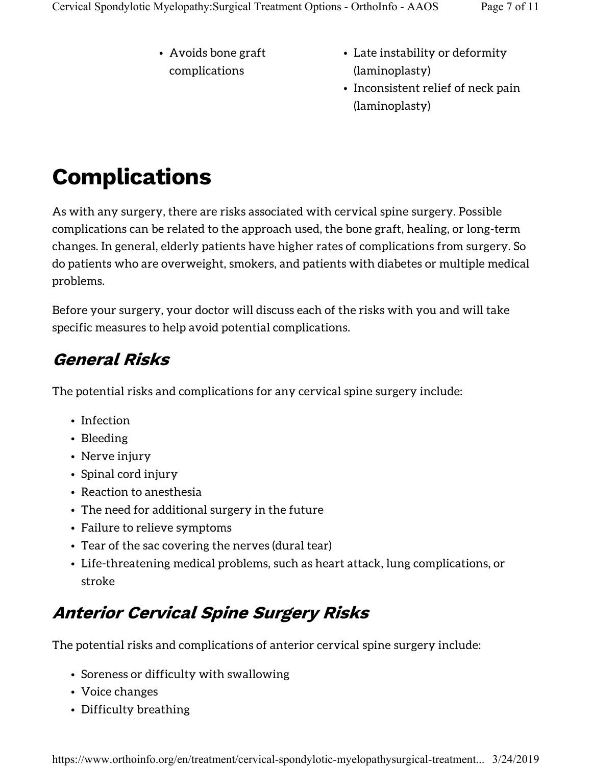- Avoids bone graft complications

- Late instability or deformity (laminoplasty)
- Inconsistent relief of neck pain (laminoplasty)

# Complications

As with any surgery, there are risks associated with cervical spine surgery. Possible complications can be related to the approach used, the bone graft, healing, or long-term changes. In general, elderly patients have higher rates of complications from surgery. So do patients who are overweight, smokers, and patients with diabetes or multiple medical problems.

Before your surgery, your doctor will discuss each of the risks with you and will take specific measures to help avoid potential complications.

## *General Risks*

The potential risks and complications for any cervical spine surgery include:

- Infection
- Bleeding
- Nerve injury
- Spinal cord injury
- Reaction to anesthesia
- The need for additional surgery in the future
- Failure to relieve symptoms
- Tear of the sac covering the nerves (dural tear)
- Life-threatening medical problems, such as heart attack, lung complications, or stroke

## *Anterior Cervical Spine Surgery Risks*

The potential risks and complications of anterior cervical spine surgery include:

- Soreness or difficulty with swallowing
- Voice changes
- Difficulty breathing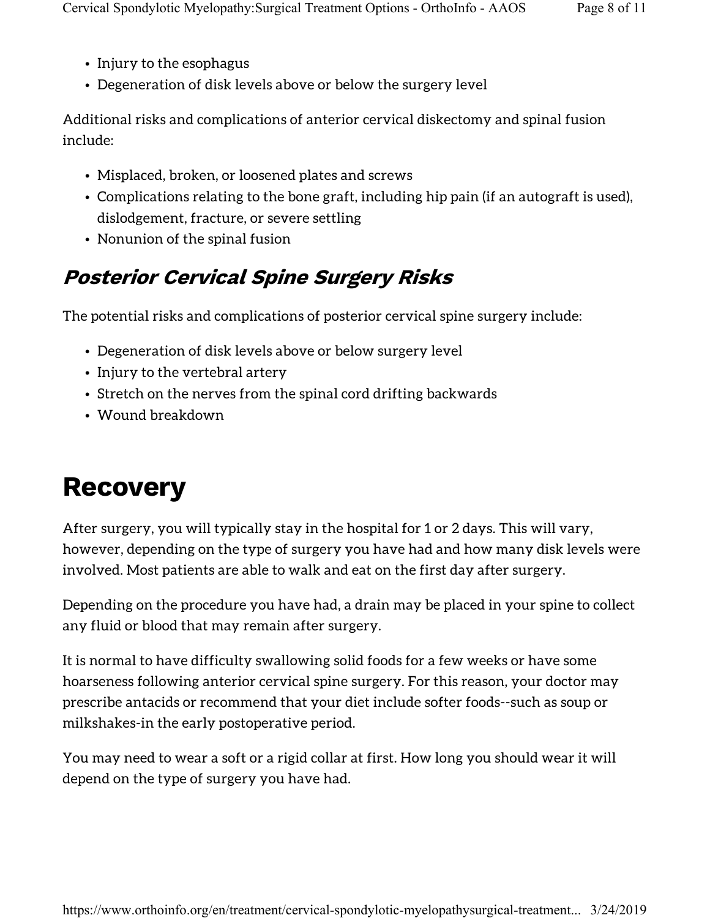- Injury to the esophagus
- Degeneration of disk levels above or below the surgery level

Additional risks and complications of anterior cervical diskectomy and spinal fusion include:

- Misplaced, broken, or loosened plates and screws
- Complications relating to the bone graft, including hip pain (if an autograft is used), dislodgement, fracture, or severe settling
- Nonunion of the spinal fusion

### *Posterior Cervical Spine Surgery Risks*

The potential risks and complications of posterior cervical spine surgery include:

- Degeneration of disk levels above or below surgery level
- Injury to the vertebral artery
- Stretch on the nerves from the spinal cord drifting backwards
- Wound breakdown

## Recovery

After surgery, you will typically stay in the hospital for 1 or 2 days. This will vary, however, depending on the type of surgery you have had and how many disk levels were involved. Most patients are able to walk and eat on the first day after surgery.

Depending on the procedure you have had, a drain may be placed in your spine to collect any fluid or blood that may remain after surgery.

It is normal to have difficulty swallowing solid foods for a few weeks or have some hoarseness following anterior cervical spine surgery. For this reason, your doctor may prescribe antacids or recommend that your diet include softer foods--such as soup or milkshakes-in the early postoperative period.

You may need to wear a soft or a rigid collar at first. How long you should wear it will depend on the type of surgery you have had.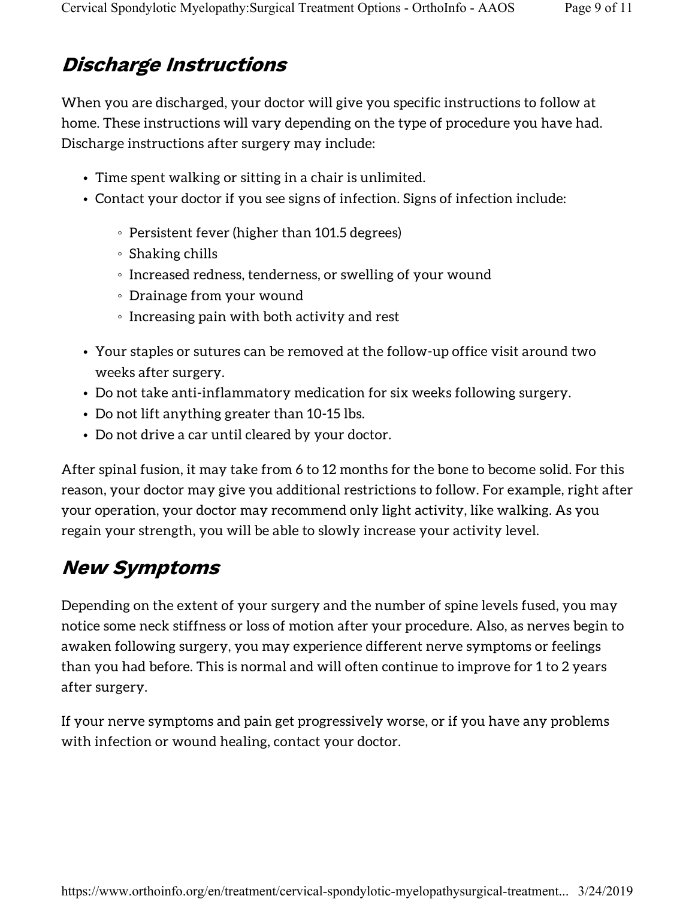## Discharge Instructions

When you are discharged, your doctor will give you specific instructions to follow at home. These instructions will vary depending on the type of procedure you have had. Discharge instructions after surgery may include:

- Time spent walking or sitting in a chair is unlimited.
- Contact your doctor if you see signs of infection. Signs of infection include:
    - Persistent fever (higher than 101.5 degrees)
    - Shaking chills
    - Increased redness, tenderness, or swelling of your wound
    - Drainage from your wound
    - Increasing pain with both activity and rest
- Your staples or sutures can be removed at the follow-up office visit around two weeks after surgery.
- Do not take anti-inflammatory medication for six weeks following surgery.
- Do not lift anything greater than 10-15 lbs.
- Do not drive a car until cleared by your doctor.

After spinal fusion, it may take from 6 to 12 months for the bone to become solid. For this reason, your doctor may give you additional restrictions to follow. For example, right after your operation, your doctor may recommend only light activity, like walking. As you regain your strength, you will be able to slowly increase your activity level.

## New Symptoms

Depending on the extent of your surgery and the number of spine levels fused, you may notice some neck stiffness or loss of motion after your procedure. Also, as nerves begin to awaken following surgery, you may experience different nerve symptoms or feelings than you had before. This is normal and will often continue to improve for 1 to 2 years after surgery.

If your nerve symptoms and pain get progressively worse, or if you have any problems with infection or wound healing, contact your doctor.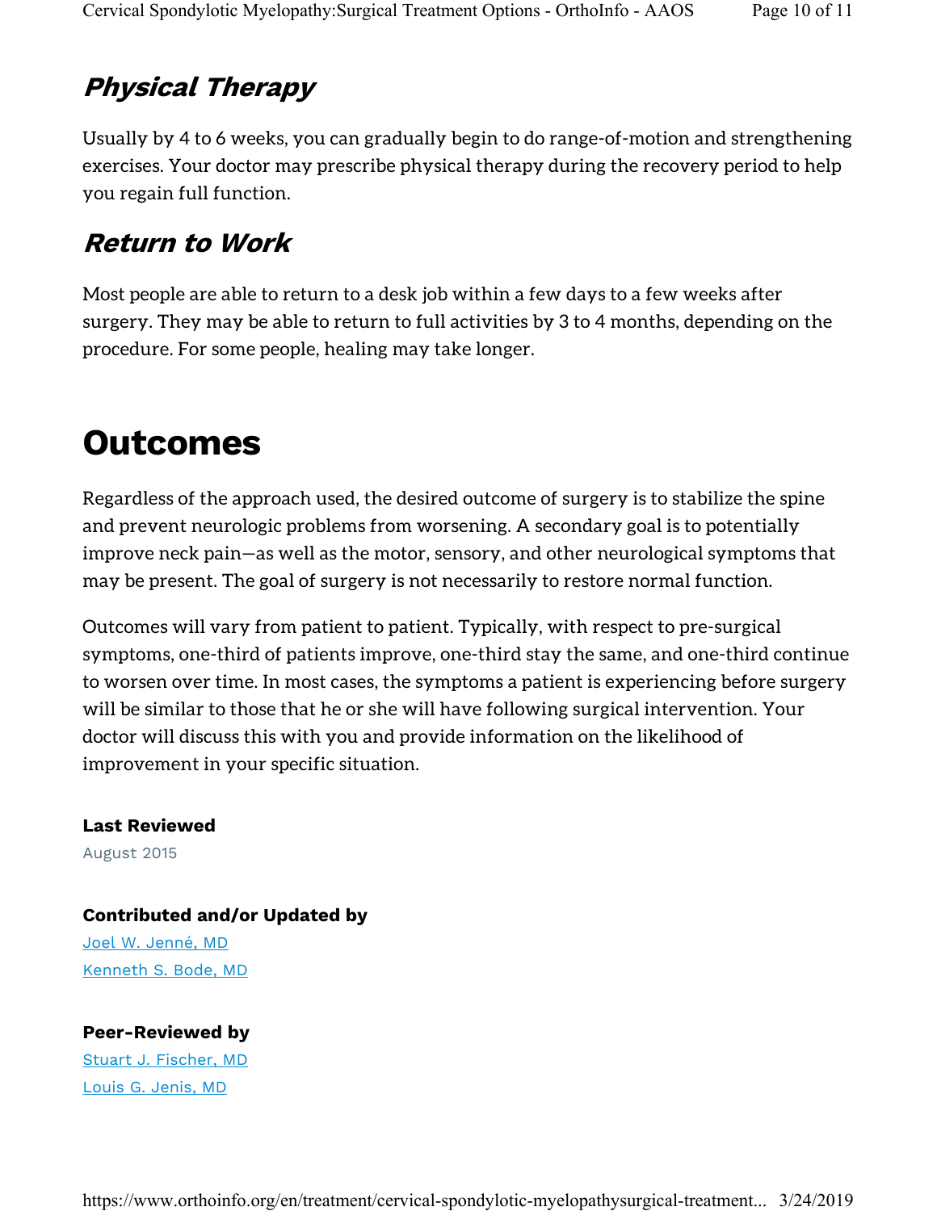### *Physical Therapy*

Usually by 4 to 6 weeks, you can gradually begin to do range-of-motion and strengthening exercises. Your doctor may prescribe physical therapy during the recovery period to help you regain full function.

### *Return to Work*

Most people are able to return to a desk job within a few days to a few weeks after surgery. They may be able to return to full activities by 3 to 4 months, depending on the procedure. For some people, healing may take longer.

## Outcomes

Regardless of the approach used, the desired outcome of surgery is to stabilize the spine and prevent neurologic problems from worsening. A secondary goal is to potentially improve neck pain—as well as the motor, sensory, and other neurological symptoms that may be present. The goal of surgery is not necessarily to restore normal function.

Outcomes will vary from patient to patient. Typically, with respect to pre-surgical symptoms, one-third of patients improve, one-third stay the same, and one-third continue to worsen over time. In most cases, the symptoms a patient is experiencing before surgery will be similar to those that he or she will have following surgical intervention. Your doctor will discuss this with you and provide information on the likelihood of improvement in your specific situation.

**Last Reviewed**

August 2015

**Contributed and/or Updated by**

Joel W. Jenné, MD

Kenneth S. Bode, MD

**Peer-Reviewed by**

Stuart J. Fischer, MD

Louis G. Jenis, MD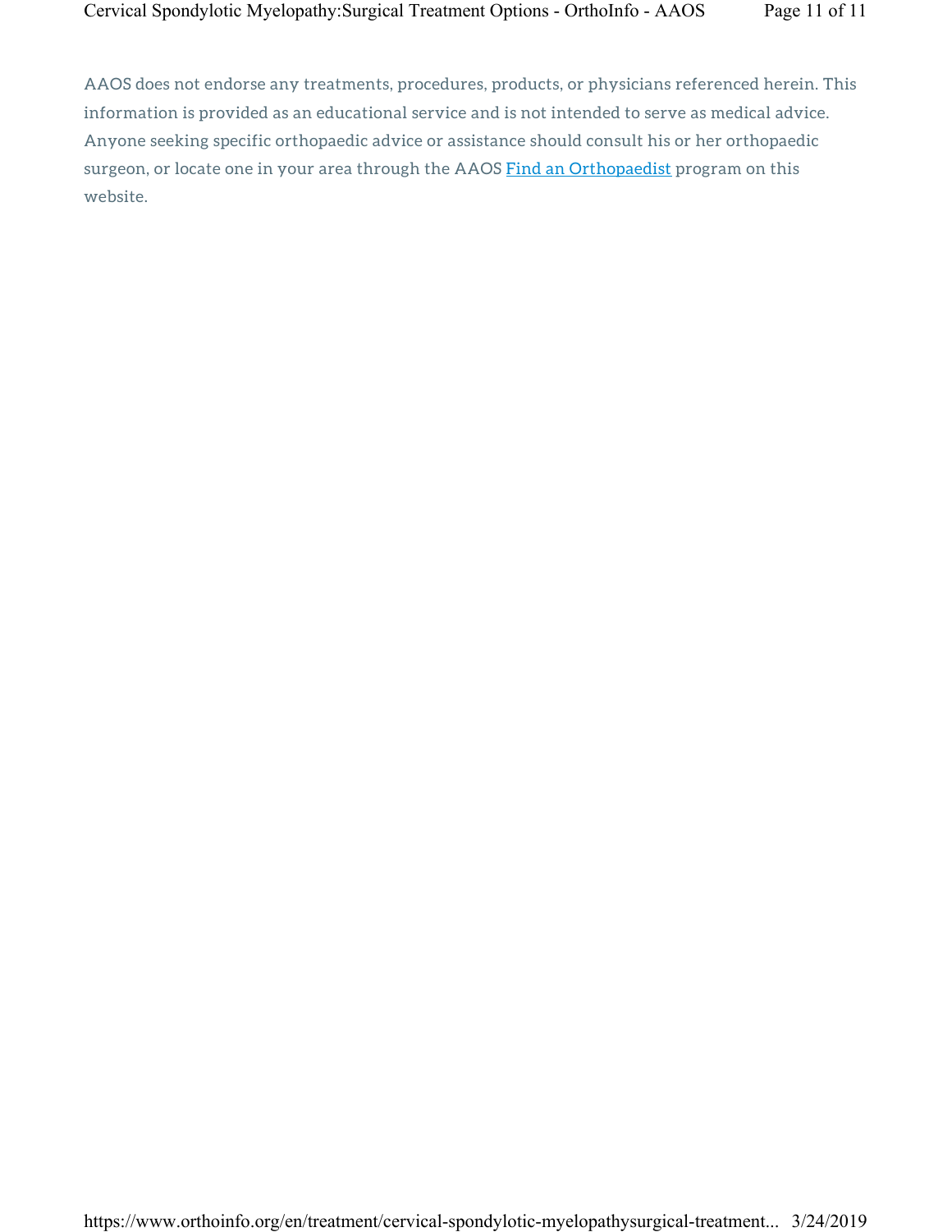AAOS does not endorse any treatments, procedures, products, or physicians referenced herein. This information is provided as an educational service and is not intended to serve as medical advice. Anyone seeking specific orthopaedic advice or assistance should consult his or her orthopaedic surgeon, or locate one in your area through the AAOS [Find an Orthopaedist] program on this website.